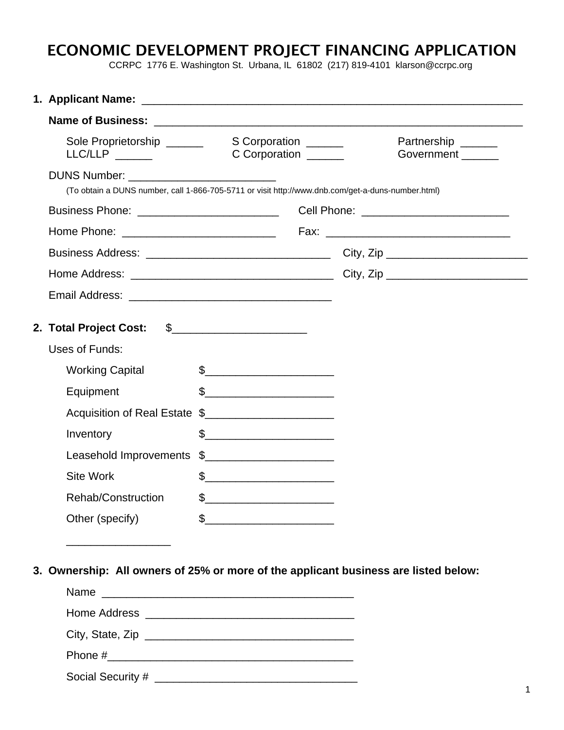# ECONOMIC DEVELOPMENT PROJECT FINANCING APPLICATION

CCRPC 1776 E. Washington St. Urbana, IL 61802 (217) 819-4101 klarson@ccrpc.org

1. **Applicant Name:** ___________________________________________________________

   **Name of Business:** _________________________________________________________

   Sole Proprietorship ______ S Corporation ______ Partnership ______
   LLC/LLP ______ C Corporation ______ Government ______

   DUNS Number: ________________________

   (To obtain a DUNS number, call 1-866-705-5711 or visit http://www.dnb.com/get-a-duns-number.html)

   Business Phone: _______________________ Cell Phone: ________________________

   Home Phone: _________________________ Fax: ______________________________

   Business Address: ______________________________ City, Zip _______________________

   Home Address: _________________________________ City, Zip _______________________

   Email Address: _________________________________

2. **Total Project Cost:** $_____________________

   Uses of Funds:

   Working Capital $____________________

   Equipment $____________________

   Acquisition of Real Estate $____________________

   Inventory $____________________

   Leasehold Improvements $____________________

   Site Work $____________________

   Rehab/Construction $____________________

   Other (specify) $____________________

   ________________

3. **Ownership: All owners of 25% or more of the applicant business are listed below:**

   Name _________________________________________

   Home Address __________________________________

   City, State, Zip __________________________________

   Phone #_______________________________________

   Social Security # ________________________________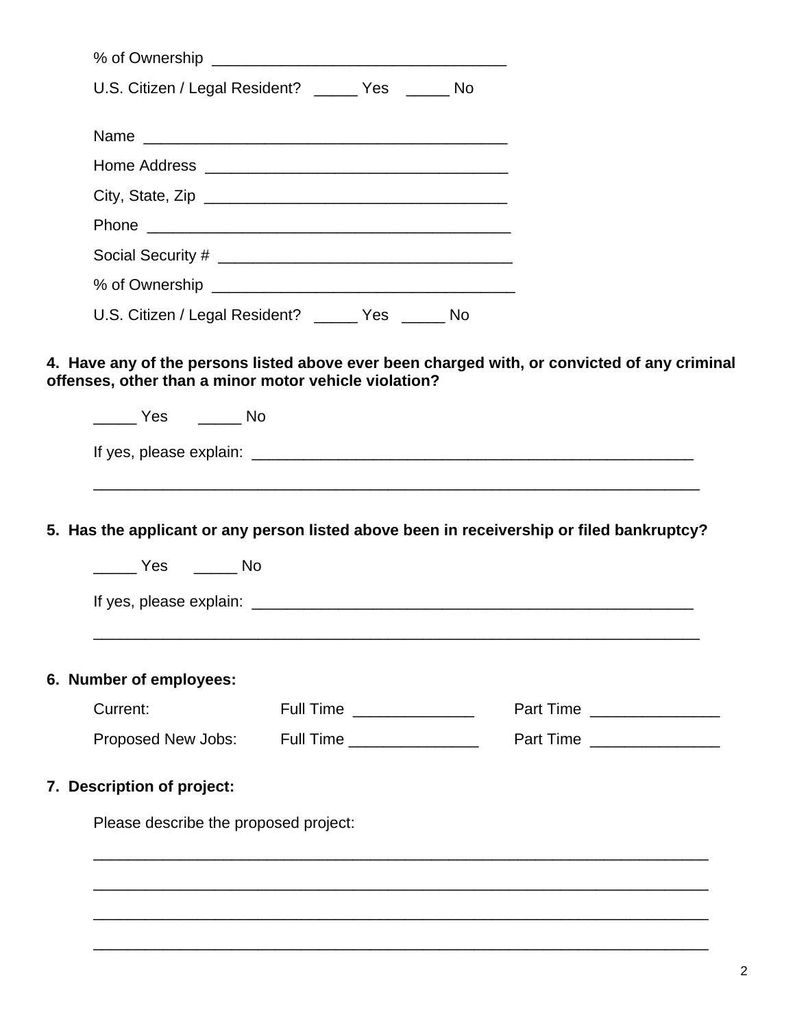% of Ownership ________________________________

U.S. Citizen / Legal Resident? _____ Yes _____ No

Name ________________________________________

Home Address __________________________________

City, State, Zip _________________________________

Phone ________________________________________

Social Security # _______________________________

% of Ownership _________________________________

U.S. Citizen / Legal Resident? _____ Yes _____ No

**4. Have any of the persons listed above ever been charged with, or convicted of any criminal offenses, other than a minor motor vehicle violation?**

_____ Yes _____ No

If yes, please explain: ___________________________________________________

______________________________________________________________________

**5. Has the applicant or any person listed above been in receivership or filed bankruptcy?**

_____ Yes _____ No

If yes, please explain: ___________________________________________________

______________________________________________________________________

**6. Number of employees:**

| | | |
|---|---|---|
| Current: | Full Time _____________ | Part Time ______________ |
| Proposed New Jobs: | Full Time ______________ | Part Time ______________ |

**7. Description of project:**

Please describe the proposed project:

______________________________________________________________________

______________________________________________________________________

______________________________________________________________________

______________________________________________________________________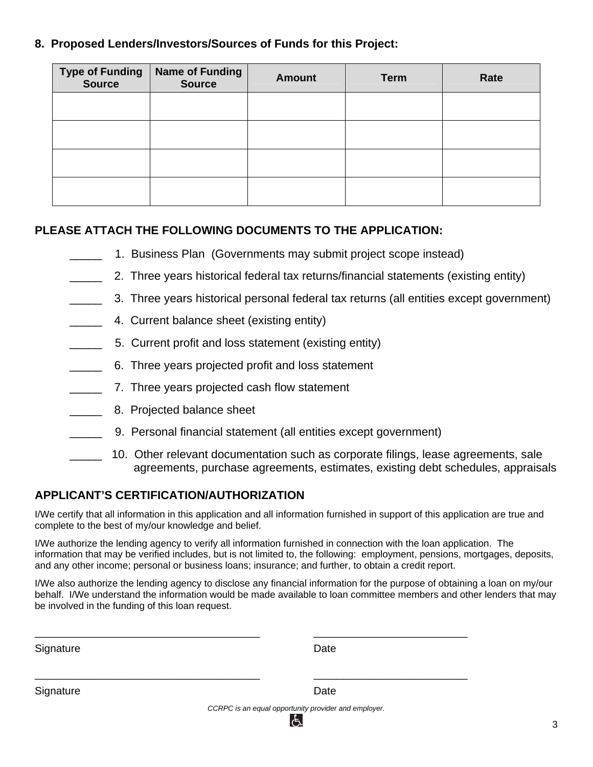**8. Proposed Lenders/Investors/Sources of Funds for this Project:**

| Type of Funding Source | Name of Funding Source | Amount | Term | Rate |
|---|---|---|---|---|
| | | | | |
| | | | | |
| | | | | |
| | | | | |

**PLEASE ATTACH THE FOLLOWING DOCUMENTS TO THE APPLICATION:**

_____ 1. Business Plan (Governments may submit project scope instead)

_____ 2. Three years historical federal tax returns/financial statements (existing entity)

_____ 3. Three years historical personal federal tax returns (all entities except government)

_____ 4. Current balance sheet (existing entity)

_____ 5. Current profit and loss statement (existing entity)

_____ 6. Three years projected profit and loss statement

_____ 7. Three years projected cash flow statement

_____ 8. Projected balance sheet

_____ 9. Personal financial statement (all entities except government)

_____ 10. Other relevant documentation such as corporate filings, lease agreements, sale agreements, purchase agreements, estimates, existing debt schedules, appraisals

**APPLICANT'S CERTIFICATION/AUTHORIZATION**

I/We certify that all information in this application and all information furnished in support of this application are true and complete to the best of my/our knowledge and belief.

I/We authorize the lending agency to verify all information furnished in connection with the loan application. The information that may be verified includes, but is not limited to, the following: employment, pensions, mortgages, deposits, and any other income; personal or business loans; insurance; and further, to obtain a credit report.

I/We also authorize the lending agency to disclose any financial information for the purpose of obtaining a loan on my/our behalf. I/We understand the information would be made available to loan committee members and other lenders that may be involved in the funding of this loan request.

_______________________________________ __________________________

Signature Date

_______________________________________ __________________________

Signature Date

*CCRPC is an equal opportunity provider and employer.*